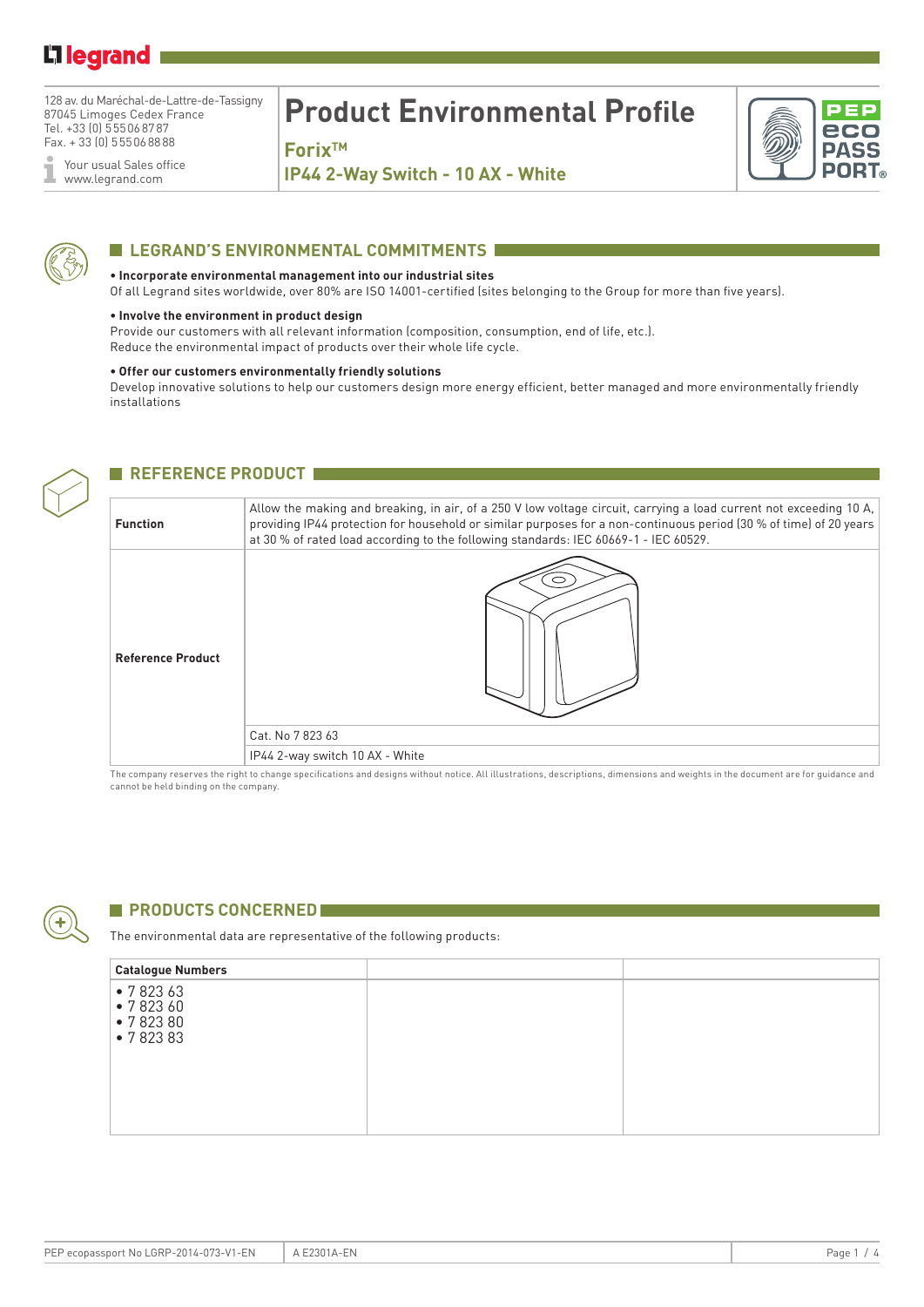128 av. du Maréchal-de-Lattre-de-Tassigny
87045 Limoges Cedex France
Tel. +33 (0) 5 55 06 87 87
Fax. + 33 (0) 5 55 06 88 88

Your usual Sales office
www.legrand.com

# Product Environmental Profile

## Forix™

## IP44 2-Way Switch - 10 AX - White

## LEGRAND'S ENVIRONMENTAL COMMITMENTS

**• Incorporate environmental management into our industrial sites**
Of all Legrand sites worldwide, over 80% are ISO 14001-certified (sites belonging to the Group for more than five years).

**• Involve the environment in product design**
Provide our customers with all relevant information (composition, consumption, end of life, etc.).
Reduce the environmental impact of products over their whole life cycle.

**• Offer our customers environmentally friendly solutions**
Develop innovative solutions to help our customers design more energy efficient, better managed and more environmentally friendly installations

## REFERENCE PRODUCT

| | |
|---|---|
| **Function** | Allow the making and breaking, in air, of a 250 V low voltage circuit, carrying a load current not exceeding 10 A, providing IP44 protection for household or similar purposes for a non-continuous period (30 % of time) of 20 years at 30 % of rated load according to the following standards: IEC 60669-1 - IEC 60529. |
| **Reference Product** | Cat. No 7 823 63 |
| | IP44 2-way switch 10 AX - White |

The company reserves the right to change specifications and designs without notice. All illustrations, descriptions, dimensions and weights in the document are for guidance and cannot be held binding on the company.

## PRODUCTS CONCERNED

The environmental data are representative of the following products:

| Catalogue Numbers | | |
|---|---|---|
| • 7 823 63<br>• 7 823 60<br>• 7 823 80<br>• 7 823 83 | | |

PEP ecopassport No LGRP-2014-073-V1-EN | A E2301A-EN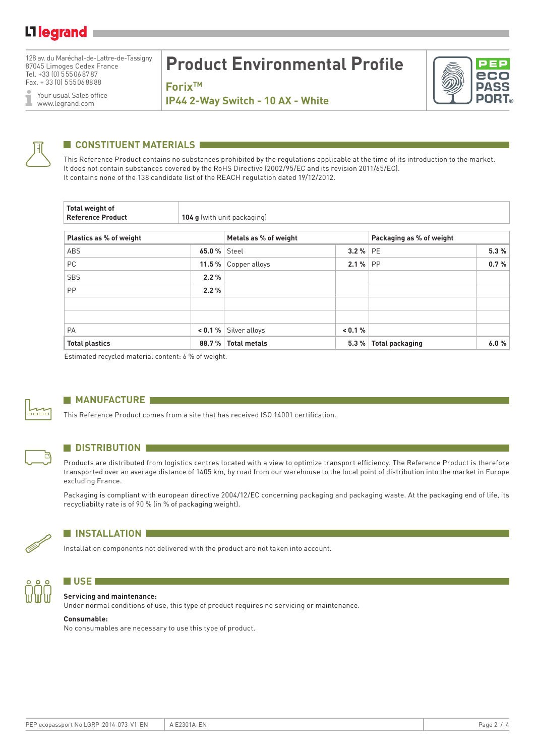# Product Environmental Profile

**Forix™**

**IP44 2-Way Switch - 10 AX - White**

## CONSTITUENT MATERIALS

This Reference Product contains no substances prohibited by the regulations applicable at the time of its introduction to the market.
It does not contain substances covered by the RoHS Directive (2002/95/EC and its revision 2011/65/EC).
It contains none of the 138 candidate list of the REACH regulation dated 19/12/2012.

| **Total weight of Reference Product** | **104 g** (with unit packaging) |
|---|---|

| **Plastics as % of weight** | | **Metals as % of weight** | | **Packaging as % of weight** | |
|---|---|---|---|---|---|
| ABS | **65.0 %** | Steel | **3.2 %** | PE | **5.3 %** |
| PC | **11.5 %** | Copper alloys | **2.1 %** | PP | **0.7 %** |
| SBS | **2.2 %** | | | | |
| PP | **2.2 %** | | | | |
| | | | | | |
| | | | | | |
| PA | **< 0.1 %** | Silver alloys | **< 0.1 %** | | |
| **Total plastics** | **88.7 %** | **Total metals** | **5.3 %** | **Total packaging** | **6.0 %** |

Estimated recycled material content: 6 % of weight.

## MANUFACTURE

This Reference Product comes from a site that has received ISO 14001 certification.

## DISTRIBUTION

Products are distributed from logistics centres located with a view to optimize transport efficiency. The Reference Product is therefore transported over an average distance of 1405 km, by road from our warehouse to the local point of distribution into the market in Europe excluding France.

Packaging is compliant with european directive 2004/12/EC concerning packaging and packaging waste. At the packaging end of life, its recycliabilty rate is of 90 % (in % of packaging weight).

## INSTALLATION

Installation components not delivered with the product are not taken into account.

## USE

**Servicing and maintenance:**
Under normal conditions of use, this type of product requires no servicing or maintenance.

**Consumable:**
No consumables are necessary to use this type of product.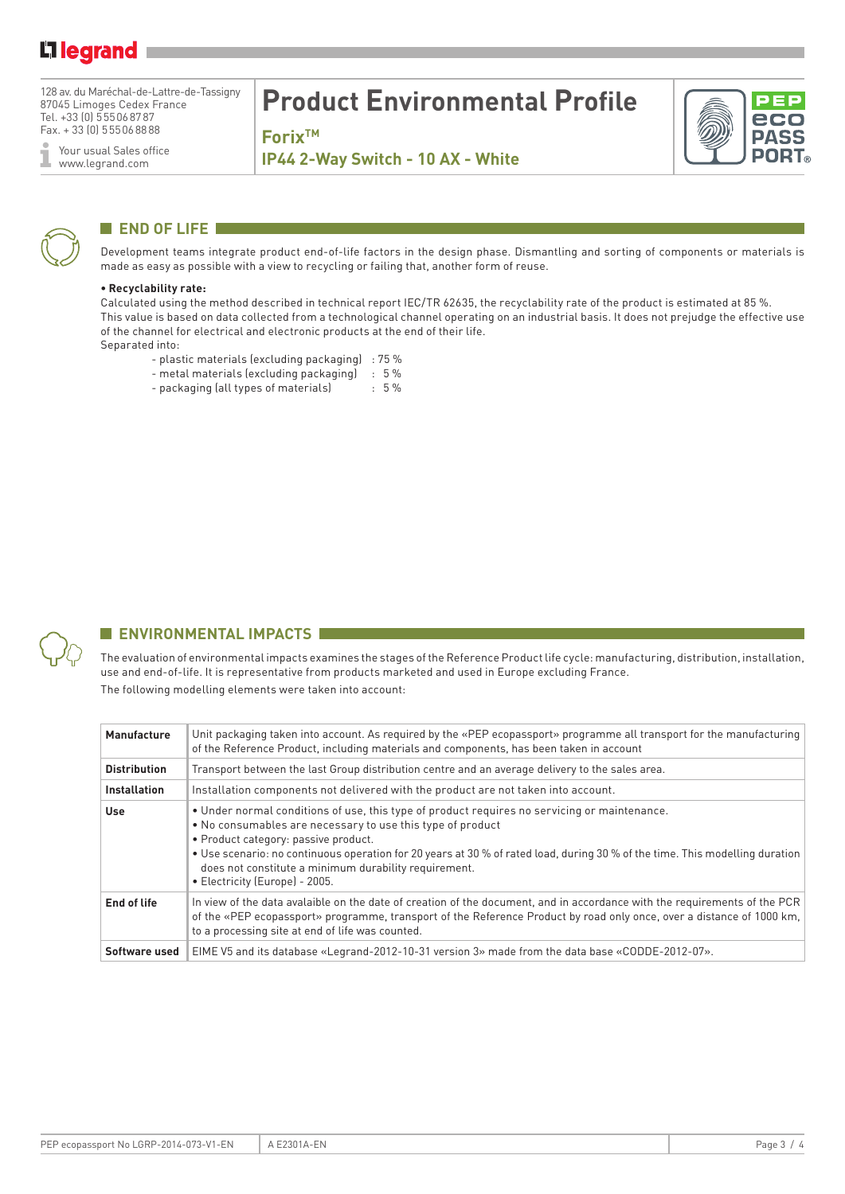# Product Environmental Profile

## Forix™

## IP44 2-Way Switch - 10 AX - White

## END OF LIFE

Development teams integrate product end-of-life factors in the design phase. Dismantling and sorting of components or materials is made as easy as possible with a view to recycling or failing that, another form of reuse.

**• Recyclability rate:**

Calculated using the method described in technical report IEC/TR 62635, the recyclability rate of the product is estimated at 85 %.
This value is based on data collected from a technological channel operating on an industrial basis. It does not prejudge the effective use of the channel for electrical and electronic products at the end of their life.
Separated into:

- plastic materials (excluding packaging) : 75 %
- metal materials (excluding packaging) : 5 %
- packaging (all types of materials) : 5 %

## ENVIRONMENTAL IMPACTS

The evaluation of environmental impacts examines the stages of the Reference Product life cycle: manufacturing, distribution, installation, use and end-of-life. It is representative from products marketed and used in Europe excluding France.

The following modelling elements were taken into account:

| | |
|---|---|
| **Manufacture** | Unit packaging taken into account. As required by the «PEP ecopassport» programme all transport for the manufacturing of the Reference Product, including materials and components, has been taken in account |
| **Distribution** | Transport between the last Group distribution centre and an average delivery to the sales area. |
| **Installation** | Installation components not delivered with the product are not taken into account. |
| **Use** | • Under normal conditions of use, this type of product requires no servicing or maintenance.<br>• No consumables are necessary to use this type of product<br>• Product category: passive product.<br>• Use scenario: no continuous operation for 20 years at 30 % of rated load, during 30 % of the time. This modelling duration does not constitute a minimum durability requirement.<br>• Electricity (Europe) - 2005. |
| **End of life** | In view of the data avalaible on the date of creation of the document, and in accordance with the requirements of the PCR of the «PEP ecopassport» programme, transport of the Reference Product by road only once, over a distance of 1000 km, to a processing site at end of life was counted. |
| **Software used** | EIME V5 and its database «Legrand-2012-10-31 version 3» made from the data base «CODDE-2012-07». |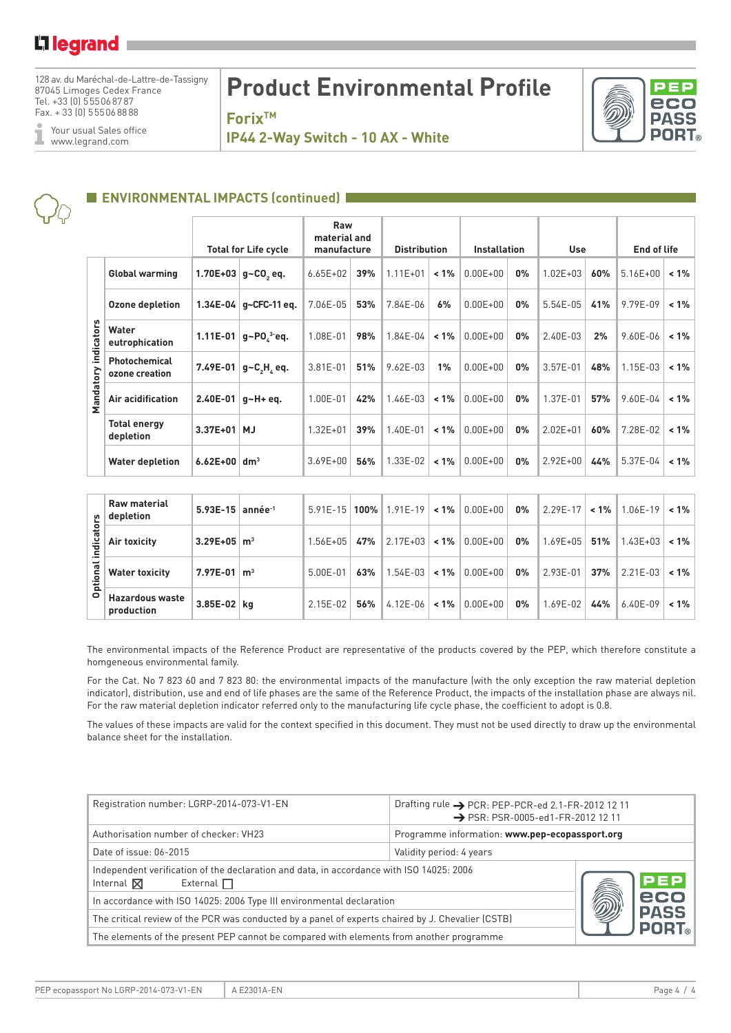## ENVIRONMENTAL IMPACTS (continued)

| | | Total for Life cycle | | Raw material and manufacture | | Distribution | | Installation | | Use | | End of life | |
|---|---|---|---|---|---|---|---|---|---|---|---|---|---|
| Mandatory indicators | Global warming | 1.70E+03 | g~$CO_2$ eq. | 6.65E+02 | 39% | 1.11E+01 | < 1% | 0.00E+00 | 0% | 1.02E+03 | 60% | 5.16E+00 | < 1% |
| | Ozone depletion | 1.34E-04 | g~CFC-11 eq. | 7.06E-05 | 53% | 7.84E-06 | 6% | 0.00E+00 | 0% | 5.54E-05 | 41% | 9.79E-09 | < 1% |
| | Water eutrophication | 1.11E-01 | g~$PO_4^{3-}$eq. | 1.08E-01 | 98% | 1.84E-04 | < 1% | 0.00E+00 | 0% | 2.40E-03 | 2% | 9.60E-06 | < 1% |
| | Photochemical ozone creation | 7.49E-01 | g~$C_2H_4$ eq. | 3.81E-01 | 51% | 9.62E-03 | 1% | 0.00E+00 | 0% | 3.57E-01 | 48% | 1.15E-03 | < 1% |
| | Air acidification | 2.40E-01 | g~H+ eq. | 1.00E-01 | 42% | 1.46E-03 | < 1% | 0.00E+00 | 0% | 1.37E-01 | 57% | 9.60E-04 | < 1% |
| | Total energy depletion | 3.37E+01 | MJ | 1.32E+01 | 39% | 1.40E-01 | < 1% | 0.00E+00 | 0% | 2.02E+01 | 60% | 7.28E-02 | < 1% |
| | Water depletion | 6.62E+00 | $dm^3$ | 3.69E+00 | 56% | 1.33E-02 | < 1% | 0.00E+00 | 0% | 2.92E+00 | 44% | 5.37E-04 | < 1% |
| Optional indicators | Raw material depletion | 5.93E-15 | année$^{-1}$ | 5.91E-15 | 100% | 1.91E-19 | < 1% | 0.00E+00 | 0% | 2.29E-17 | < 1% | 1.06E-19 | < 1% |
| | Air toxicity | 3.29E+05 | $m^3$ | 1.56E+05 | 47% | 2.17E+03 | < 1% | 0.00E+00 | 0% | 1.69E+05 | 51% | 1.43E+03 | < 1% |
| | Water toxicity | 7.97E-01 | $m^3$ | 5.00E-01 | 63% | 1.54E-03 | < 1% | 0.00E+00 | 0% | 2.93E-01 | 37% | 2.21E-03 | < 1% |
| | Hazardous waste production | 3.85E-02 | kg | 2.15E-02 | 56% | 4.12E-06 | < 1% | 0.00E+00 | 0% | 1.69E-02 | 44% | 6.40E-09 | < 1% |

The environmental impacts of the Reference Product are representative of the products covered by the PEP, which therefore constitute a homgeneous environmental family.

For the Cat. No 7 823 60 and 7 823 80: the environmental impacts of the manufacture (with the only exception the raw material depletion indicator), distribution, use and end of life phases are the same of the Reference Product, the impacts of the installation phase are always nil. For the raw material depletion indicator referred only to the manufacturing life cycle phase, the coefficient to adopt is 0.8.

The values of these impacts are valid for the context specified in this document. They must not be used directly to draw up the environmental balance sheet for the installation.

| | |
|---|---|
| Registration number: LGRP-2014-073-V1-EN | Drafting rule → PCR: PEP-PCR-ed 2.1-FR-2012 12 11 → PSR: PSR-0005-ed1-FR-2012 12 11 |
| Authorisation number of checker: VH23 | Programme information: **www.pep-ecopassport.org** |
| Date of issue: 06-2015 | Validity period: 4 years |
| Independent verification of the declaration and data, in accordance with ISO 14025: 2006 Internal ☒ External ☐ | |
| In accordance with ISO 14025: 2006 Type III environmental declaration | |
| The critical review of the PCR was conducted by a panel of experts chaired by J. Chevalier (CSTB) | |
| The elements of the present PEP cannot be compared with elements from another programme | |